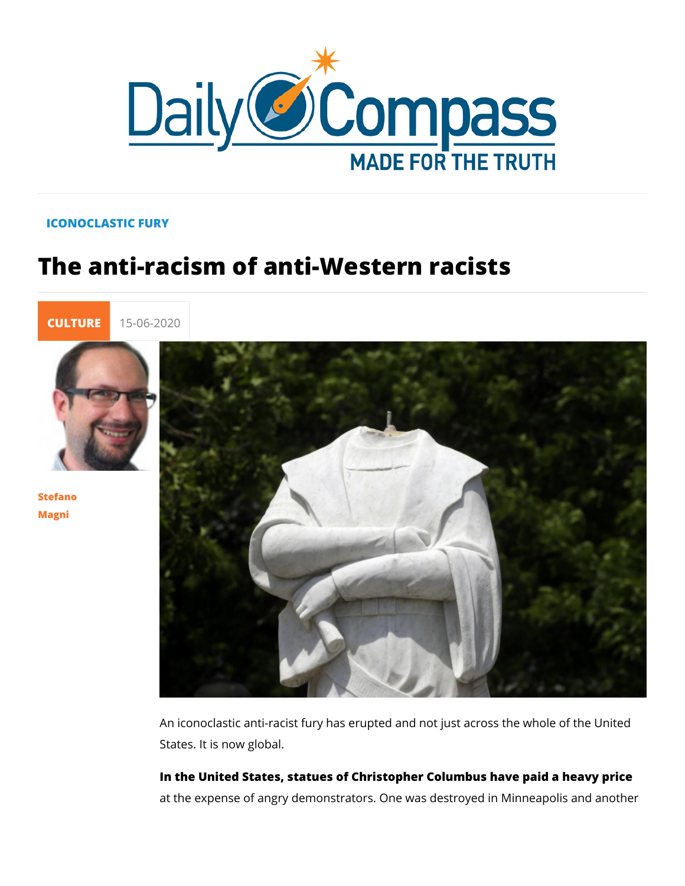ICONOCLASTIC FURY

# The anti-racism of anti-Western racists

CULTURE 15-06-2020

Stefano Magni

An iconoclastic anti-racist fury has erupted and not just across the whole of the United States. It is now global.

**In the United States, statues of Christopher Columbus have paid a heavy price** at the expense of angry demonstrators. One was destroyed in Minneapolis and another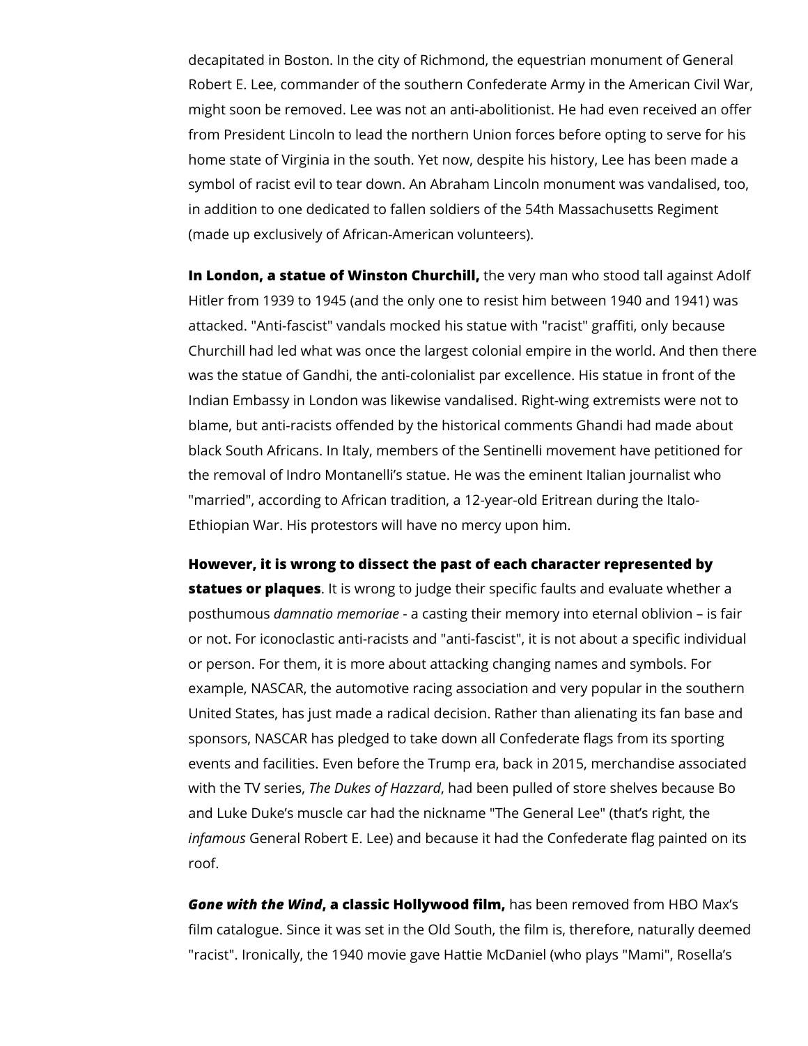decapitated in Boston. In the city of Richmond, the equestrian monument of General Robert E. Lee, commander of the southern Confederate Army in the American Civil War, might soon be removed. Lee was not an anti-abolitionist. He had even received an offer from President Lincoln to lead the northern Union forces before opting to serve for his home state of Virginia in the south. Yet now, despite his history, Lee has been made a symbol of racist evil to tear down. An Abraham Lincoln monument was vandalised, too, in addition to one dedicated to fallen soldiers of the 54th Massachusetts Regiment (made up exclusively of African-American volunteers).

**In London, a statue of Winston Churchill,** the very man who stood tall against Adolf Hitler from 1939 to 1945 (and the only one to resist him between 1940 and 1941) was attacked. "Anti-fascist" vandals mocked his statue with "racist" graffiti, only because Churchill had led what was once the largest colonial empire in the world. And then there was the statue of Gandhi, the anti-colonialist par excellence. His statue in front of the Indian Embassy in London was likewise vandalised. Right-wing extremists were not to blame, but anti-racists offended by the historical comments Ghandi had made about black South Africans. In Italy, members of the Sentinelli movement have petitioned for the removal of Indro Montanelli's statue. He was the eminent Italian journalist who "married", according to African tradition, a 12-year-old Eritrean during the Italo-Ethiopian War. His protestors will have no mercy upon him.

**However, it is wrong to dissect the past of each character represented by statues or plaques**. It is wrong to judge their specific faults and evaluate whether a posthumous *damnatio memoriae* - a casting their memory into eternal oblivion – is fair or not. For iconoclastic anti-racists and "anti-fascist", it is not about a specific individual or person. For them, it is more about attacking changing names and symbols. For example, NASCAR, the automotive racing association and very popular in the southern United States, has just made a radical decision. Rather than alienating its fan base and sponsors, NASCAR has pledged to take down all Confederate flags from its sporting events and facilities. Even before the Trump era, back in 2015, merchandise associated with the TV series, *The Dukes of Hazzard*, had been pulled of store shelves because Bo and Luke Duke's muscle car had the nickname "The General Lee" (that's right, the *infamous* General Robert E. Lee) and because it had the Confederate flag painted on its roof.

***Gone with the Wind*, a classic Hollywood film,** has been removed from HBO Max's film catalogue. Since it was set in the Old South, the film is, therefore, naturally deemed "racist". Ironically, the 1940 movie gave Hattie McDaniel (who plays "Mami", Rosella's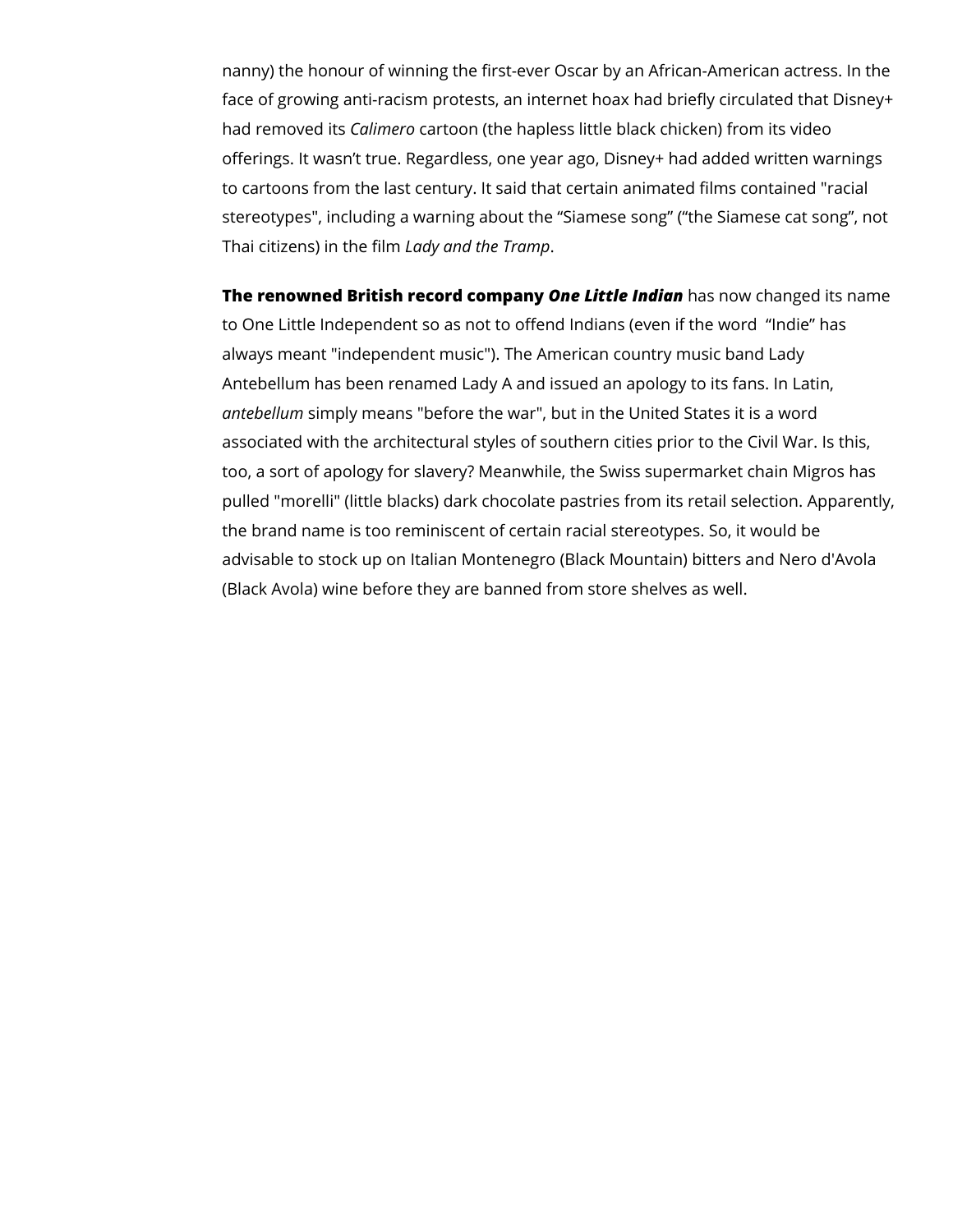nanny) the honour of winning the first-ever Oscar by an African-American actress. In the face of growing anti-racism protests, an internet hoax had briefly circulated that Disney+ had removed its *Calimero* cartoon (the hapless little black chicken) from its video offerings. It wasn't true. Regardless, one year ago, Disney+ had added written warnings to cartoons from the last century. It said that certain animated films contained "racial stereotypes", including a warning about the "Siamese song" ("the Siamese cat song", not Thai citizens) in the film *Lady and the Tramp*.

**The renowned British record company *One Little Indian*** has now changed its name to One Little Independent so as not to offend Indians (even if the word "Indie" has always meant "independent music"). The American country music band Lady Antebellum has been renamed Lady A and issued an apology to its fans. In Latin, *antebellum* simply means "before the war", but in the United States it is a word associated with the architectural styles of southern cities prior to the Civil War. Is this, too, a sort of apology for slavery? Meanwhile, the Swiss supermarket chain Migros has pulled "morelli" (little blacks) dark chocolate pastries from its retail selection. Apparently, the brand name is too reminiscent of certain racial stereotypes. So, it would be advisable to stock up on Italian Montenegro (Black Mountain) bitters and Nero d'Avola (Black Avola) wine before they are banned from store shelves as well.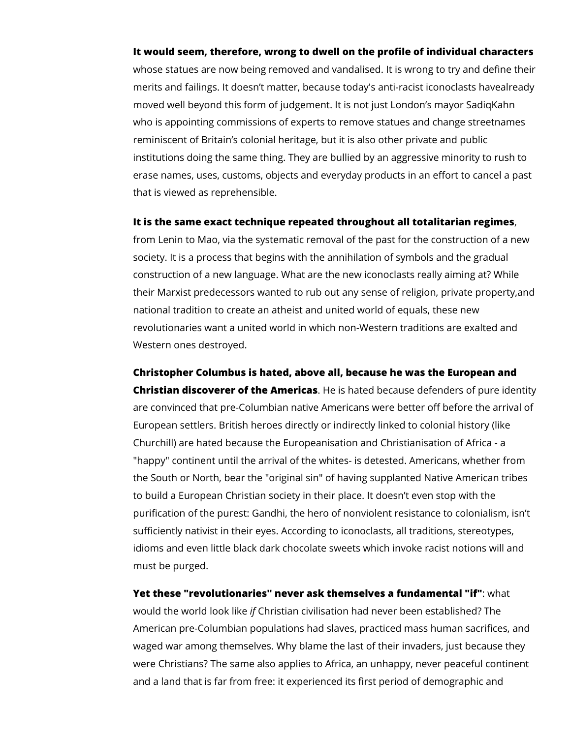**It would seem, therefore, wrong to dwell on the profile of individual characters** whose statues are now being removed and vandalised. It is wrong to try and define their merits and failings. It doesn't matter, because today's anti-racist iconoclasts havealready moved well beyond this form of judgement. It is not just London's mayor SadiqKahn who is appointing commissions of experts to remove statues and change streetnames reminiscent of Britain's colonial heritage, but it is also other private and public institutions doing the same thing. They are bullied by an aggressive minority to rush to erase names, uses, customs, objects and everyday products in an effort to cancel a past that is viewed as reprehensible.

**It is the same exact technique repeated throughout all totalitarian regimes**, from Lenin to Mao, via the systematic removal of the past for the construction of a new society. It is a process that begins with the annihilation of symbols and the gradual construction of a new language. What are the new iconoclasts really aiming at? While their Marxist predecessors wanted to rub out any sense of religion, private property,and national tradition to create an atheist and united world of equals, these new revolutionaries want a united world in which non-Western traditions are exalted and Western ones destroyed.

**Christopher Columbus is hated, above all, because he was the European and Christian discoverer of the Americas**. He is hated because defenders of pure identity are convinced that pre-Columbian native Americans were better off before the arrival of European settlers. British heroes directly or indirectly linked to colonial history (like Churchill) are hated because the Europeanisation and Christianisation of Africa - a "happy" continent until the arrival of the whites- is detested. Americans, whether from the South or North, bear the "original sin" of having supplanted Native American tribes to build a European Christian society in their place. It doesn't even stop with the purification of the purest: Gandhi, the hero of nonviolent resistance to colonialism, isn't sufficiently nativist in their eyes. According to iconoclasts, all traditions, stereotypes, idioms and even little black dark chocolate sweets which invoke racist notions will and must be purged.

**Yet these "revolutionaries" never ask themselves a fundamental "if"**: what would the world look like *if* Christian civilisation had never been established? The American pre-Columbian populations had slaves, practiced mass human sacrifices, and waged war among themselves. Why blame the last of their invaders, just because they were Christians? The same also applies to Africa, an unhappy, never peaceful continent and a land that is far from free: it experienced its first period of demographic and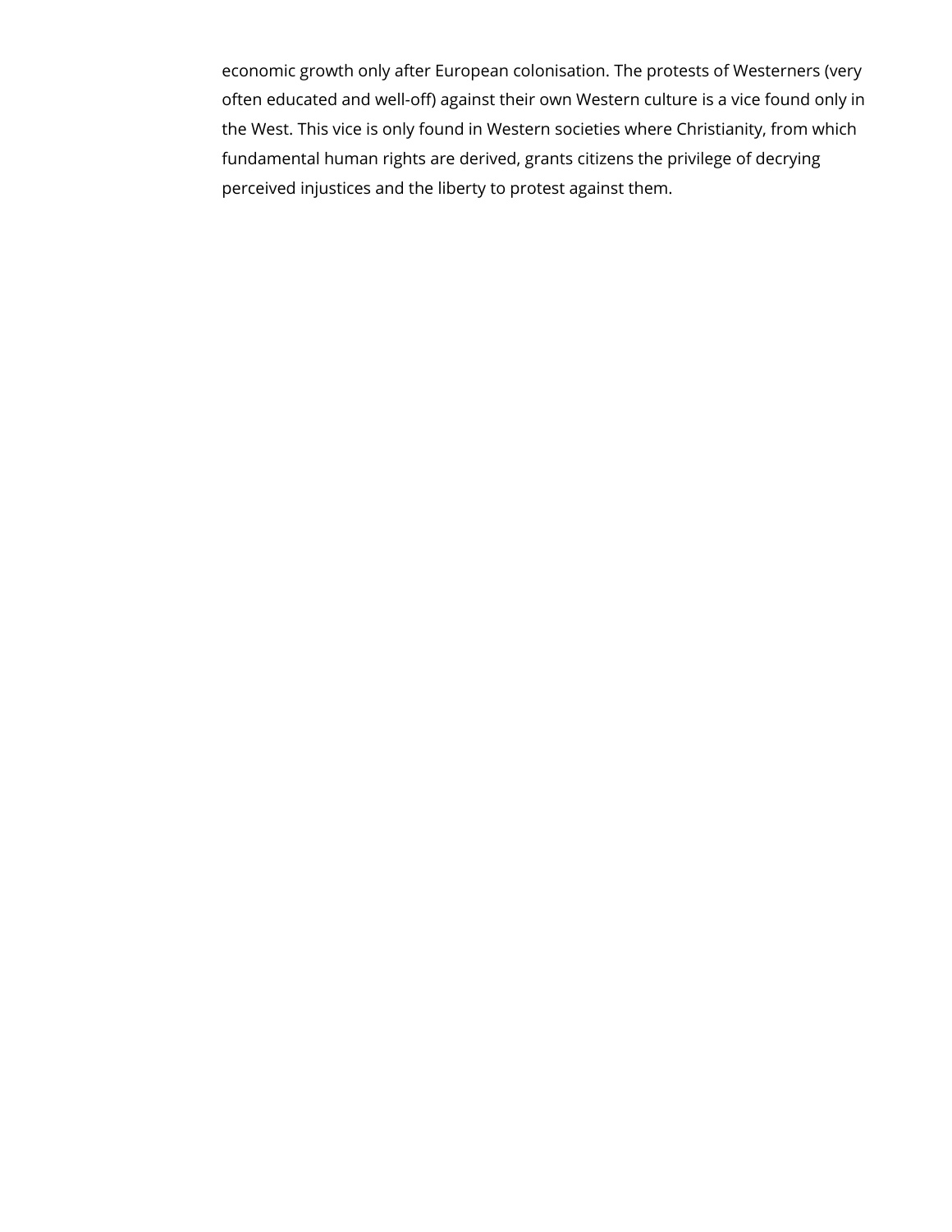economic growth only after European colonisation. The protests of Westerners (very often educated and well-off) against their own Western culture is a vice found only in the West. This vice is only found in Western societies where Christianity, from which fundamental human rights are derived, grants citizens the privilege of decrying perceived injustices and the liberty to protest against them.